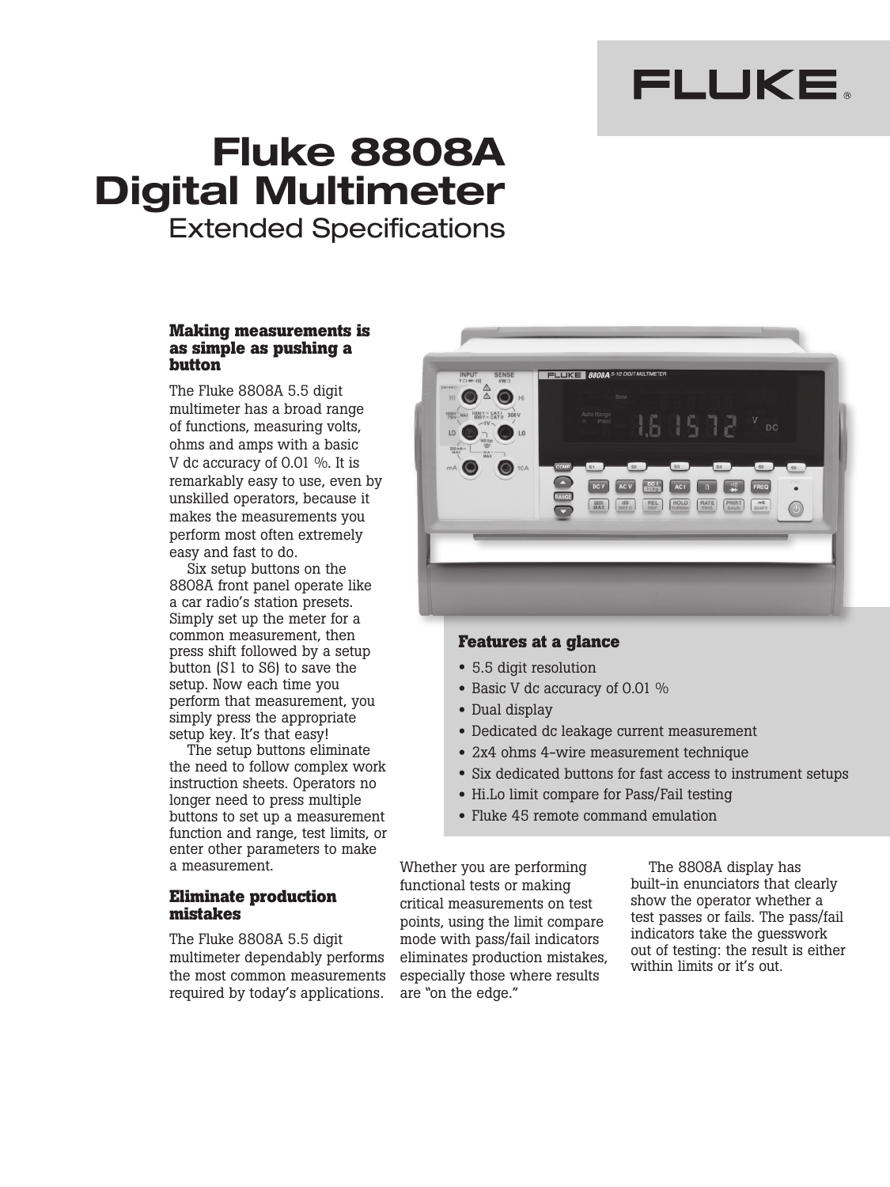FLUKE®

# Fluke 8808A Digital Multimeter

## Extended Specifications

### Making measurements is as simple as pushing a button

The Fluke 8808A 5.5 digit multimeter has a broad range of functions, measuring volts, ohms and amps with a basic V dc accuracy of 0.01 %. It is remarkably easy to use, even by unskilled operators, because it makes the measurements you perform most often extremely easy and fast to do.

Six setup buttons on the 8808A front panel operate like a car radio's station presets. Simply set up the meter for a common measurement, then press shift followed by a setup button (S1 to S6) to save the setup. Now each time you perform that measurement, you simply press the appropriate setup key. It's that easy!

The setup buttons eliminate the need to follow complex work instruction sheets. Operators no longer need to press multiple buttons to set up a measurement function and range, test limits, or enter other parameters to make a measurement.

### Eliminate production mistakes

The Fluke 8808A 5.5 digit multimeter dependably performs the most common measurements required by today's applications. Whether you are performing functional tests or making critical measurements on test points, using the limit compare mode with pass/fail indicators eliminates production mistakes, especially those where results are "on the edge."

The 8808A display has built-in enunciators that clearly show the operator whether a test passes or fails. The pass/fail indicators take the guesswork out of testing: the result is either within limits or it's out.

### Features at a glance

- 5.5 digit resolution
- Basic V dc accuracy of 0.01 %
- Dual display
- Dedicated dc leakage current measurement
- 2x4 ohms 4-wire measurement technique
- Six dedicated buttons for fast access to instrument setups
- Hi.Lo limit compare for Pass/Fail testing
- Fluke 45 remote command emulation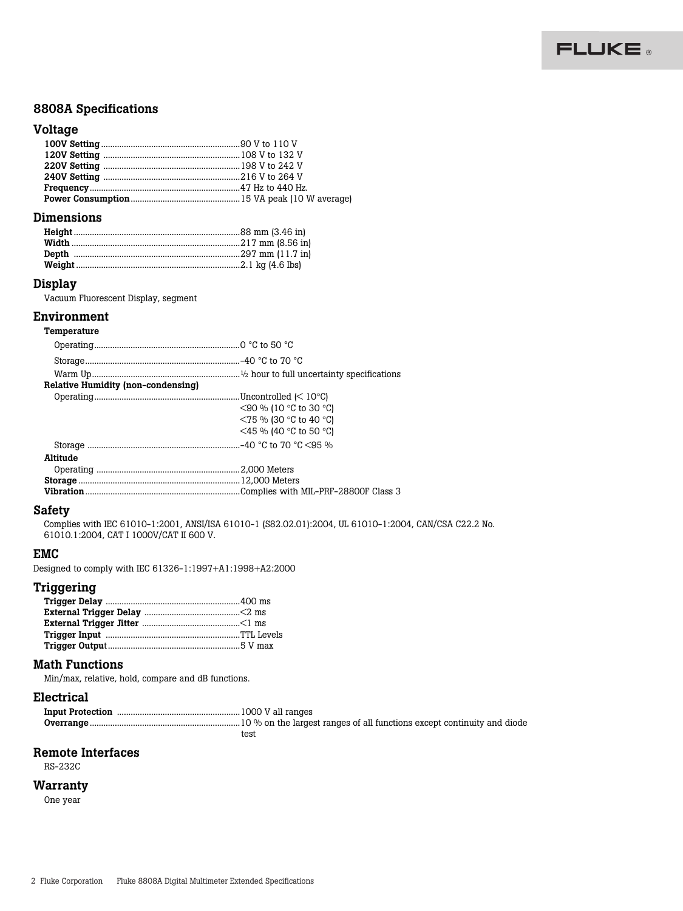## 8808A Specifications

### Voltage

| | |
|---|---|
| **100V Setting** | 90 V to 110 V |
| **120V Setting** | 108 V to 132 V |
| **220V Setting** | 198 V to 242 V |
| **240V Setting** | 216 V to 264 V |
| **Frequency** | 47 Hz to 440 Hz. |
| **Power Consumption** | 15 VA peak (10 W average) |

### Dimensions

| | |
|---|---|
| **Height** | 88 mm (3.46 in) |
| **Width** | 217 mm (8.56 in) |
| **Depth** | 297 mm (11.7 in) |
| **Weight** | 2.1 kg (4.6 lbs) |

### Display

Vacuum Fluorescent Display, segment

### Environment

**Temperature**

| | |
|---|---|
| Operating | 0 °C to 50 °C |
| Storage | -40 °C to 70 °C |
| Warm Up | ½ hour to full uncertainty specifications |

**Relative Humidity (non-condensing)**

| | |
|---|---|
| Operating | Uncontrolled (< 10°C)<br><90 % (10 °C to 30 °C)<br><75 % (30 °C to 40 °C)<br><45 % (40 °C to 50 °C) |
| Storage | -40 °C to 70 °C <95 % |

**Altitude**

| | |
|---|---|
| Operating | 2,000 Meters |
| **Storage** | 12,000 Meters |
| **Vibration** | Complies with MIL-PRF-28800F Class 3 |

### Safety

Complies with IEC 61010-1:2001, ANSI/ISA 61010-1 (S82.02.01):2004, UL 61010-1:2004, CAN/CSA C22.2 No. 61010.1:2004, CAT I 1000V/CAT II 600 V.

### EMC

Designed to comply with IEC 61326-1:1997+A1:1998+A2:2000

### Triggering

| | |
|---|---|
| **Trigger Delay** | 400 ms |
| **External Trigger Delay** | <2 ms |
| **External Trigger Jitter** | <1 ms |
| **Trigger Input** | TTL Levels |
| **Trigger Output** | 5 V max |

### Math Functions

Min/max, relative, hold, compare and dB functions.

### Electrical

| | |
|---|---|
| **Input Protection** | 1000 V all ranges |
| **Overrange** | 10 % on the largest ranges of all functions except continuity and diode test |

### Remote Interfaces

RS-232C

### Warranty

One year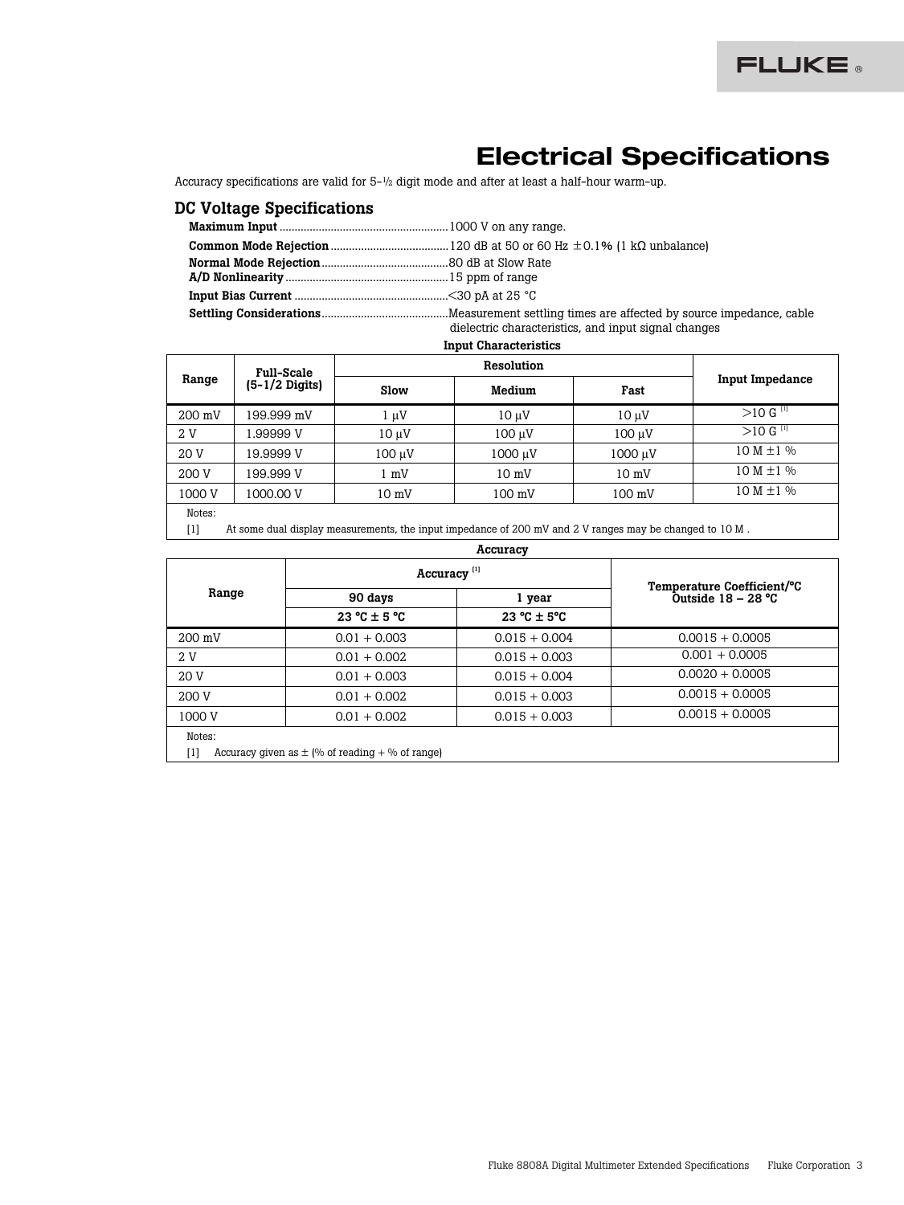# Electrical Specifications

Accuracy specifications are valid for 5-½ digit mode and after at least a half-hour warm-up.

## DC Voltage Specifications

**Maximum Input** ........................................ 1000 V on any range.

**Common Mode Rejection** ........................................ 120 dB at 50 or 60 Hz ±0.1% (1 kΩ unbalance)

**Normal Mode Rejection** ........................................ 80 dB at Slow Rate

**A/D Nonlinearity** ........................................ 15 ppm of range

**Input Bias Current** ........................................ <30 pA at 25 °C

**Settling Considerations** ........................................ Measurement settling times are affected by source impedance, cable dielectric characteristics, and input signal changes

**Input Characteristics**

| Range | Full-Scale (5-1/2 Digits) | Resolution | | | Input Impedance |
|---|---|---|---|---|---|
| | | Slow | Medium | Fast | |
| 200 mV | 199.999 mV | 1 µV | 10 µV | 10 µV | >10 G [1] |
| 2 V | 1.99999 V | 10 µV | 100 µV | 100 µV | >10 G [1] |
| 20 V | 19.9999 V | 100 µV | 1000 µV | 1000 µV | 10 M ±1 % |
| 200 V | 199.999 V | 1 mV | 10 mV | 10 mV | 10 M ±1 % |
| 1000 V | 1000.00 V | 10 mV | 100 mV | 100 mV | 10 M ±1 % |

Notes:

[1] At some dual display measurements, the input impedance of 200 mV and 2 V ranges may be changed to 10 M .

**Accuracy**

| Range | Accuracy [1] | | Temperature Coefficient/°C Outside 18 – 28 °C |
|---|---|---|---|
| | 90 days | 1 year | |
| | 23 °C ± 5 °C | 23 °C ± 5°C | |
| 200 mV | 0.01 + 0.003 | 0.015 + 0.004 | 0.0015 + 0.0005 |
| 2 V | 0.01 + 0.002 | 0.015 + 0.003 | 0.001 + 0.0005 |
| 20 V | 0.01 + 0.003 | 0.015 + 0.004 | 0.0020 + 0.0005 |
| 200 V | 0.01 + 0.002 | 0.015 + 0.003 | 0.0015 + 0.0005 |
| 1000 V | 0.01 + 0.002 | 0.015 + 0.003 | 0.0015 + 0.0005 |

Notes:

[1] Accuracy given as ± (% of reading + % of range)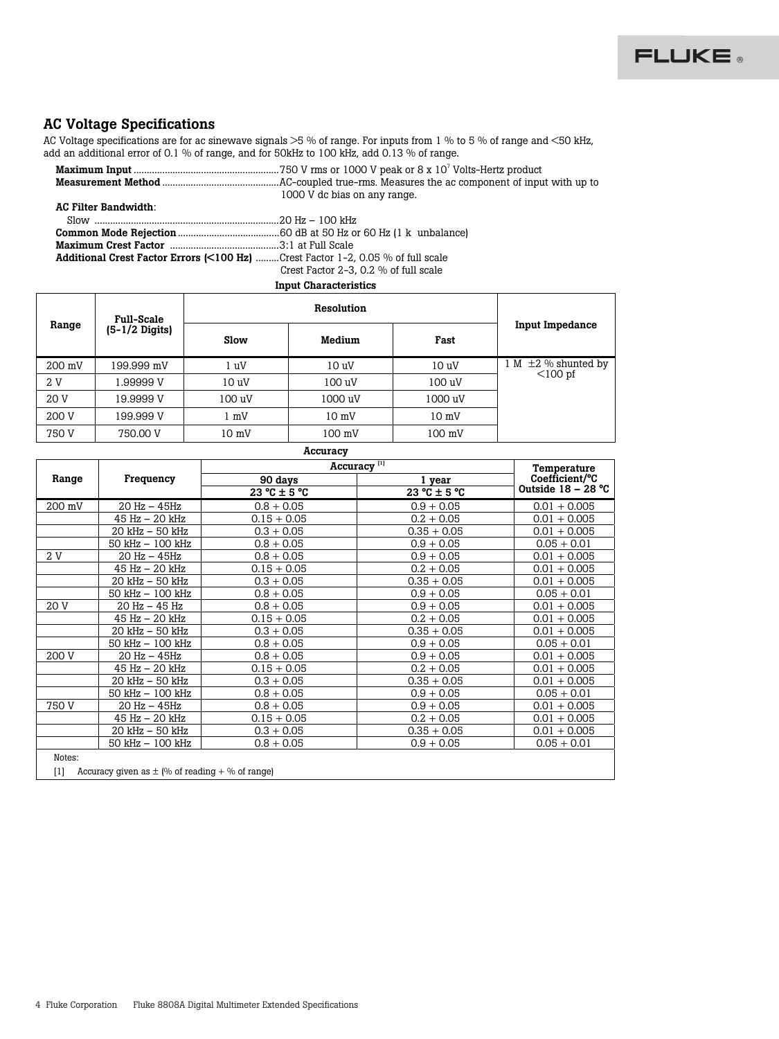## AC Voltage Specifications

AC Voltage specifications are for ac sinewave signals >5 % of range. For inputs from 1 % to 5 % of range and <50 kHz, add an additional error of 0.1 % of range, and for 50kHz to 100 kHz, add 0.13 % of range.

**Maximum Input** ........................................................750 V rms or 1000 V peak or 8 x $10^7$ Volts-Hertz product

**Measurement Method** .............................................AC-coupled true-rms. Measures the ac component of input with up to 1000 V dc bias on any range.

**AC Filter Bandwidth**:

Slow .......................................................................20 Hz – 100 kHz

**Common Mode Rejection** .......................................60 dB at 50 Hz or 60 Hz (1 k unbalance)

**Maximum Crest Factor** ..........................................3:1 at Full Scale

**Additional Crest Factor Errors (<100 Hz)** .........Crest Factor 1-2, 0.05 % of full scale
Crest Factor 2-3, 0.2 % of full scale

**Input Characteristics**

| Range | Full-Scale (5-1/2 Digits) | Resolution | | | Input Impedance |
|---|---|---|---|---|---|
| | | Slow | Medium | Fast | |
| 200 mV | 199.999 mV | 1 uV | 10 uV | 10 uV | 1 M ±2 % shunted by <100 pf |
| 2 V | 1.99999 V | 10 uV | 100 uV | 100 uV | |
| 20 V | 19.9999 V | 100 uV | 1000 uV | 1000 uV | |
| 200 V | 199.999 V | 1 mV | 10 mV | 10 mV | |
| 750 V | 750.00 V | 10 mV | 100 mV | 100 mV | |

**Accuracy**

| Range | Frequency | Accuracy [1] | | Temperature Coefficient/°C Outside 18 – 28 °C |
|---|---|---|---|---|
| | | 90 days 23 °C ± 5 °C | 1 year 23 °C ± 5 °C | |
| 200 mV | 20 Hz – 45Hz | 0.8 + 0.05 | 0.9 + 0.05 | 0.01 + 0.005 |
| | 45 Hz – 20 kHz | 0.15 + 0.05 | 0.2 + 0.05 | 0.01 + 0.005 |
| | 20 kHz – 50 kHz | 0.3 + 0.05 | 0.35 + 0.05 | 0.01 + 0.005 |
| | 50 kHz – 100 kHz | 0.8 + 0.05 | 0.9 + 0.05 | 0.05 + 0.01 |
| 2 V | 20 Hz – 45Hz | 0.8 + 0.05 | 0.9 + 0.05 | 0.01 + 0.005 |
| | 45 Hz – 20 kHz | 0.15 + 0.05 | 0.2 + 0.05 | 0.01 + 0.005 |
| | 20 kHz – 50 kHz | 0.3 + 0.05 | 0.35 + 0.05 | 0.01 + 0.005 |
| | 50 kHz – 100 kHz | 0.8 + 0.05 | 0.9 + 0.05 | 0.05 + 0.01 |
| 20 V | 20 Hz – 45 Hz | 0.8 + 0.05 | 0.9 + 0.05 | 0.01 + 0.005 |
| | 45 Hz – 20 kHz | 0.15 + 0.05 | 0.2 + 0.05 | 0.01 + 0.005 |
| | 20 kHz – 50 kHz | 0.3 + 0.05 | 0.35 + 0.05 | 0.01 + 0.005 |
| | 50 kHz – 100 kHz | 0.8 + 0.05 | 0.9 + 0.05 | 0.05 + 0.01 |
| 200 V | 20 Hz – 45Hz | 0.8 + 0.05 | 0.9 + 0.05 | 0.01 + 0.005 |
| | 45 Hz – 20 kHz | 0.15 + 0.05 | 0.2 + 0.05 | 0.01 + 0.005 |
| | 20 kHz – 50 kHz | 0.3 + 0.05 | 0.35 + 0.05 | 0.01 + 0.005 |
| | 50 kHz – 100 kHz | 0.8 + 0.05 | 0.9 + 0.05 | 0.05 + 0.01 |
| 750 V | 20 Hz – 45Hz | 0.8 + 0.05 | 0.9 + 0.05 | 0.01 + 0.005 |
| | 45 Hz – 20 kHz | 0.15 + 0.05 | 0.2 + 0.05 | 0.01 + 0.005 |
| | 20 kHz – 50 kHz | 0.3 + 0.05 | 0.35 + 0.05 | 0.01 + 0.005 |
| | 50 kHz – 100 kHz | 0.8 + 0.05 | 0.9 + 0.05 | 0.05 + 0.01 |

Notes:

[1] Accuracy given as ± (% of reading + % of range)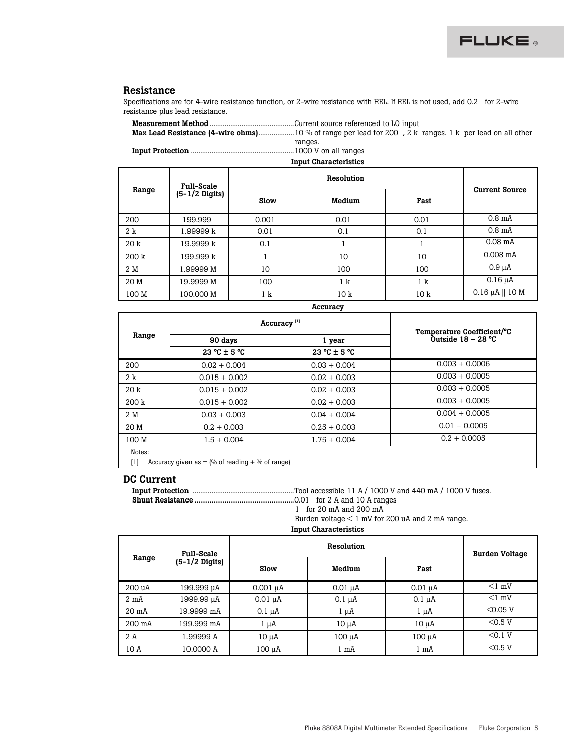## Resistance

Specifications are for 4-wire resistance function, or 2-wire resistance with REL. If REL is not used, add 0.2   for 2-wire resistance plus lead resistance.

**Measurement Method** ............................................Current source referenced to LO input
**Max Lead Resistance (4-wire ohms)**..................10 % of range per lead for 200  , 2 k  ranges. 1 k  per lead on all other ranges.
**Input Protection** ......................................................1000 V on all ranges

**Input Characteristics**

| Range | Full-Scale (5-1/2 Digits) | Resolution | | | Current Source |
|---|---|---|---|---|---|
| | | Slow | Medium | Fast | |
| 200 | 199.999 | 0.001 | 0.01 | 0.01 | 0.8 mA |
| 2 k | 1.99999 k | 0.01 | 0.1 | 0.1 | 0.8 mA |
| 20 k | 19.9999 k | 0.1 | 1 | 1 | 0.08 mA |
| 200 k | 199.999 k | 1 | 10 | 10 | 0.008 mA |
| 2 M | 1.99999 M | 10 | 100 | 100 | 0.9 μA |
| 20 M | 19.9999 M | 100 | 1 k | 1 k | 0.16 μA |
| 100 M | 100.000 M | 1 k | 10 k | 10 k | 0.16 μA \|\| 10 M |

**Accuracy**

| Range | Accuracy [1] | | Temperature Coefficient/°C Outside 18 – 28 °C |
|---|---|---|---|
| | 90 days | 1 year | |
| | 23 °C ± 5 °C | 23 °C ± 5 °C | |
| 200 | 0.02 + 0.004 | 0.03 + 0.004 | 0.003 + 0.0006 |
| 2 k | 0.015 + 0.002 | 0.02 + 0.003 | 0.003 + 0.0005 |
| 20 k | 0.015 + 0.002 | 0.02 + 0.003 | 0.003 + 0.0005 |
| 200 k | 0.015 + 0.002 | 0.02 + 0.003 | 0.003 + 0.0005 |
| 2 M | 0.03 + 0.003 | 0.04 + 0.004 | 0.004 + 0.0005 |
| 20 M | 0.2 + 0.003 | 0.25 + 0.003 | 0.01 + 0.0005 |
| 100 M | 1.5 + 0.004 | 1.75 + 0.004 | 0.2 + 0.0005 |

Notes:
[1] Accuracy given as ± (% of reading + % of range)

## DC Current

**Input Protection** .....................................................Tool accessible 11 A / 1000 V and 440 mA / 1000 V fuses.
**Shunt Resistance** .....................................................0.01   for 2 A and 10 A ranges
1   for 20 mA and 200 mA
Burden voltage < 1 mV for 200 uA and 2 mA range.

**Input Characteristics**

| Range | Full-Scale (5-1/2 Digits) | Resolution | | | Burden Voltage |
|---|---|---|---|---|---|
| | | Slow | Medium | Fast | |
| 200 uA | 199.999 μA | 0.001 μA | 0.01 μA | 0.01 μA | <1 mV |
| 2 mA | 1999.99 μA | 0.01 μA | 0.1 μA | 0.1 μA | <1 mV |
| 20 mA | 19.9999 mA | 0.1 μA | 1 μA | 1 μA | <0.05 V |
| 200 mA | 199.999 mA | 1 μA | 10 μA | 10 μA | <0.5 V |
| 2 A | 1.99999 A | 10 μA | 100 μA | 100 μA | <0.1 V |
| 10 A | 10.0000 A | 100 μA | 1 mA | 1 mA | <0.5 V |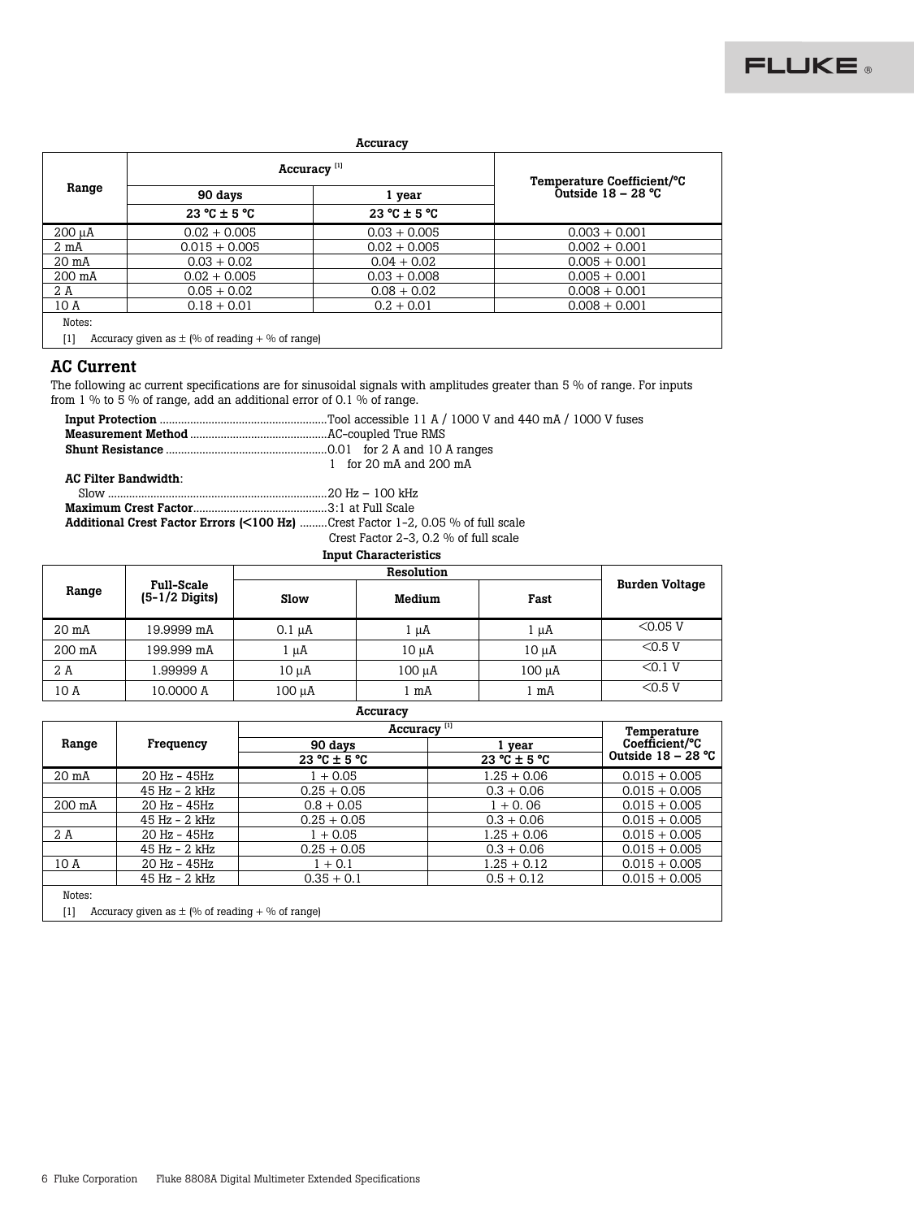**Accuracy**

| Range | Accuracy [1] | | Temperature Coefficient/°C Outside 18 – 28 °C |
|---|---|---|---|
| | 90 days | 1 year | |
| | 23 °C ± 5 °C | 23 °C ± 5 °C | |
| 200 µA | 0.02 + 0.005 | 0.03 + 0.005 | 0.003 + 0.001 |
| 2 mA | 0.015 + 0.005 | 0.02 + 0.005 | 0.002 + 0.001 |
| 20 mA | 0.03 + 0.02 | 0.04 + 0.02 | 0.005 + 0.001 |
| 200 mA | 0.02 + 0.005 | 0.03 + 0.008 | 0.005 + 0.001 |
| 2 A | 0.05 + 0.02 | 0.08 + 0.02 | 0.008 + 0.001 |
| 10 A | 0.18 + 0.01 | 0.2 + 0.01 | 0.008 + 0.001 |

Notes:

[1] Accuracy given as ± (% of reading + % of range)

## AC Current

The following ac current specifications are for sinusoidal signals with amplitudes greater than 5 % of range. For inputs from 1 % to 5 % of range, add an additional error of 0.1 % of range.

**Input Protection** ......................................................Tool accessible 11 A / 1000 V and 440 mA / 1000 V fuses
**Measurement Method** ............................................AC-coupled True RMS
**Shunt Resistance** ....................................................0.01 for 2 A and 10 A ranges
1 for 20 mA and 200 mA

**AC Filter Bandwidth**:
Slow .......................................................................20 Hz – 100 kHz
**Maximum Crest Factor**...........................................3:1 at Full Scale
**Additional Crest Factor Errors (<100 Hz)** .........Crest Factor 1-2, 0.05 % of full scale
Crest Factor 2-3, 0.2 % of full scale

**Input Characteristics**

| Range | Full-Scale (5-1/2 Digits) | Resolution | | | Burden Voltage |
|---|---|---|---|---|---|
| | | Slow | Medium | Fast | |
| 20 mA | 19.9999 mA | 0.1 µA | 1 µA | 1 µA | <0.05 V |
| 200 mA | 199.999 mA | 1 µA | 10 µA | 10 µA | <0.5 V |
| 2 A | 1.99999 A | 10 µA | 100 µA | 100 µA | <0.1 V |
| 10 A | 10.0000 A | 100 µA | 1 mA | 1 mA | <0.5 V |

**Accuracy**

| Range | Frequency | Accuracy [1] | | Temperature Coefficient/°C Outside 18 – 28 °C |
|---|---|---|---|---|
| | | 90 days | 1 year | |
| | | 23 °C ± 5 °C | 23 °C ± 5 °C | |
| 20 mA | 20 Hz - 45Hz | 1 + 0.05 | 1.25 + 0.06 | 0.015 + 0.005 |
| | 45 Hz - 2 kHz | 0.25 + 0.05 | 0.3 + 0.06 | 0.015 + 0.005 |
| 200 mA | 20 Hz - 45Hz | 0.8 + 0.05 | 1 + 0. 06 | 0.015 + 0.005 |
| | 45 Hz - 2 kHz | 0.25 + 0.05 | 0.3 + 0.06 | 0.015 + 0.005 |
| 2 A | 20 Hz - 45Hz | 1 + 0.05 | 1.25 + 0.06 | 0.015 + 0.005 |
| | 45 Hz - 2 kHz | 0.25 + 0.05 | 0.3 + 0.06 | 0.015 + 0.005 |
| 10 A | 20 Hz - 45Hz | 1 + 0.1 | 1.25 + 0.12 | 0.015 + 0.005 |
| | 45 Hz - 2 kHz | 0.35 + 0.1 | 0.5 + 0.12 | 0.015 + 0.005 |

Notes:

[1] Accuracy given as ± (% of reading + % of range)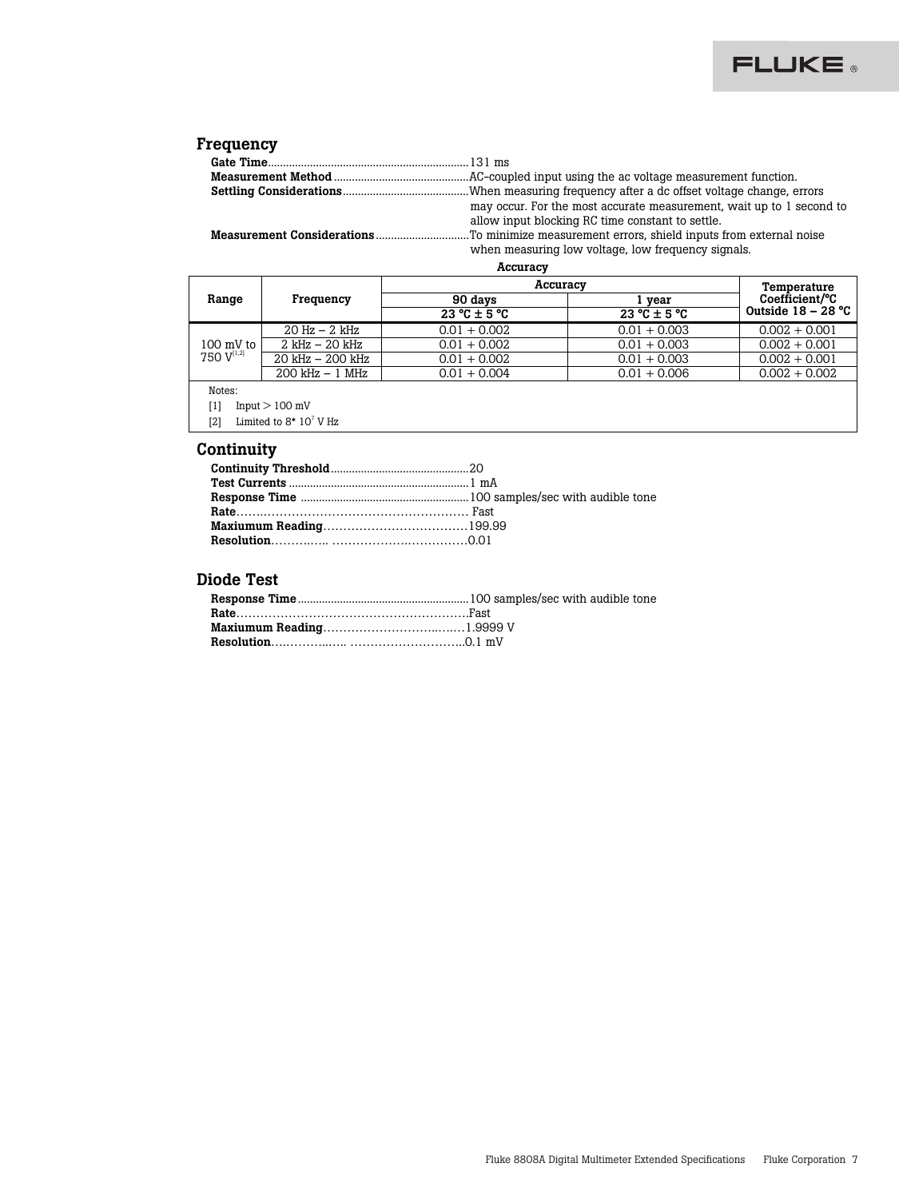## Frequency

**Gate Time**...131 ms
**Measurement Method**...AC-coupled input using the ac voltage measurement function.
**Settling Considerations**...When measuring frequency after a dc offset voltage change, errors may occur. For the most accurate measurement, wait up to 1 second to allow input blocking RC time constant to settle.
**Measurement Considerations**...To minimize measurement errors, shield inputs from external noise when measuring low voltage, low frequency signals.

**Accuracy**

| Range | Frequency | Accuracy | | Temperature Coefficient/°C Outside 18 – 28 °C |
|---|---|---|---|---|
| | | 90 days 23 °C ± 5 °C | 1 year 23 °C ± 5 °C | |
| 100 mV to 750 V[1,2] | 20 Hz – 2 kHz | 0.01 + 0.002 | 0.01 + 0.003 | 0.002 + 0.001 |
| | 2 kHz – 20 kHz | 0.01 + 0.002 | 0.01 + 0.003 | 0.002 + 0.001 |
| | 20 kHz – 200 kHz | 0.01 + 0.002 | 0.01 + 0.003 | 0.002 + 0.001 |
| | 200 kHz – 1 MHz | 0.01 + 0.004 | 0.01 + 0.006 | 0.002 + 0.002 |

Notes:

[1] Input > 100 mV

[2] Limited to 8* $10^7$ V Hz

## Continuity

**Continuity Threshold**...20
**Test Currents**...1 mA
**Response Time**...100 samples/sec with audible tone
**Rate**...Fast
**Maxiumum Reading**...199.99
**Resolution**...0.01

## Diode Test

**Response Time**...100 samples/sec with audible tone
**Rate**...Fast
**Maxiumum Reading**...1.9999 V
**Resolution**...0.1 mV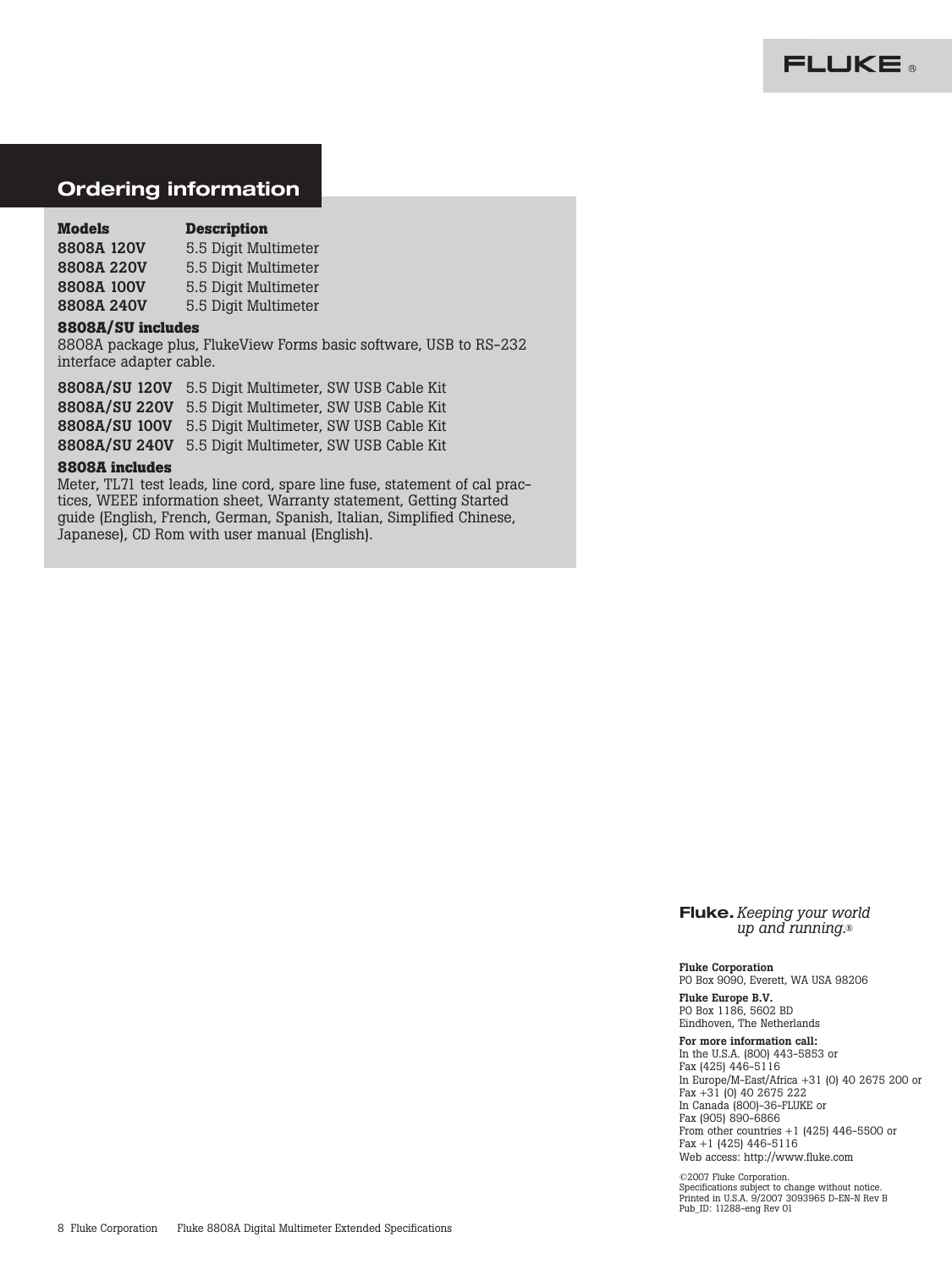## Ordering information

| Models | Description |
|---|---|
| **8808A 120V** | 5.5 Digit Multimeter |
| **8808A 220V** | 5.5 Digit Multimeter |
| **8808A 100V** | 5.5 Digit Multimeter |
| **8808A 240V** | 5.5 Digit Multimeter |

**8808A/SU includes**

8808A package plus, FlukeView Forms basic software, USB to RS-232 interface adapter cable.

| | |
|---|---|
| **8808A/SU 120V** | 5.5 Digit Multimeter, SW USB Cable Kit |
| **8808A/SU 220V** | 5.5 Digit Multimeter, SW USB Cable Kit |
| **8808A/SU 100V** | 5.5 Digit Multimeter, SW USB Cable Kit |
| **8808A/SU 240V** | 5.5 Digit Multimeter, SW USB Cable Kit |

**8808A includes**

Meter, TL71 test leads, line cord, spare line fuse, statement of cal practices, WEEE information sheet, Warranty statement, Getting Started guide (English, French, German, Spanish, Italian, Simplified Chinese, Japanese), CD Rom with user manual (English).

**Fluke.** *Keeping your world up and running.®*

**Fluke Corporation**
PO Box 9090, Everett, WA USA 98206

**Fluke Europe B.V.**
PO Box 1186, 5602 BD
Eindhoven, The Netherlands

**For more information call:**
In the U.S.A. (800) 443-5853 or
Fax (425) 446-5116
In Europe/M-East/Africa +31 (0) 40 2675 200 or
Fax +31 (0) 40 2675 222
In Canada (800)-36-FLUKE or
Fax (905) 890-6866
From other countries +1 (425) 446-5500 or
Fax +1 (425) 446-5116
Web access: http://www.fluke.com

©2007 Fluke Corporation.
Specifications subject to change without notice.
Printed in U.S.A. 9/2007 3093965 D-EN-N Rev B
Pub_ID: 11288-eng Rev 01